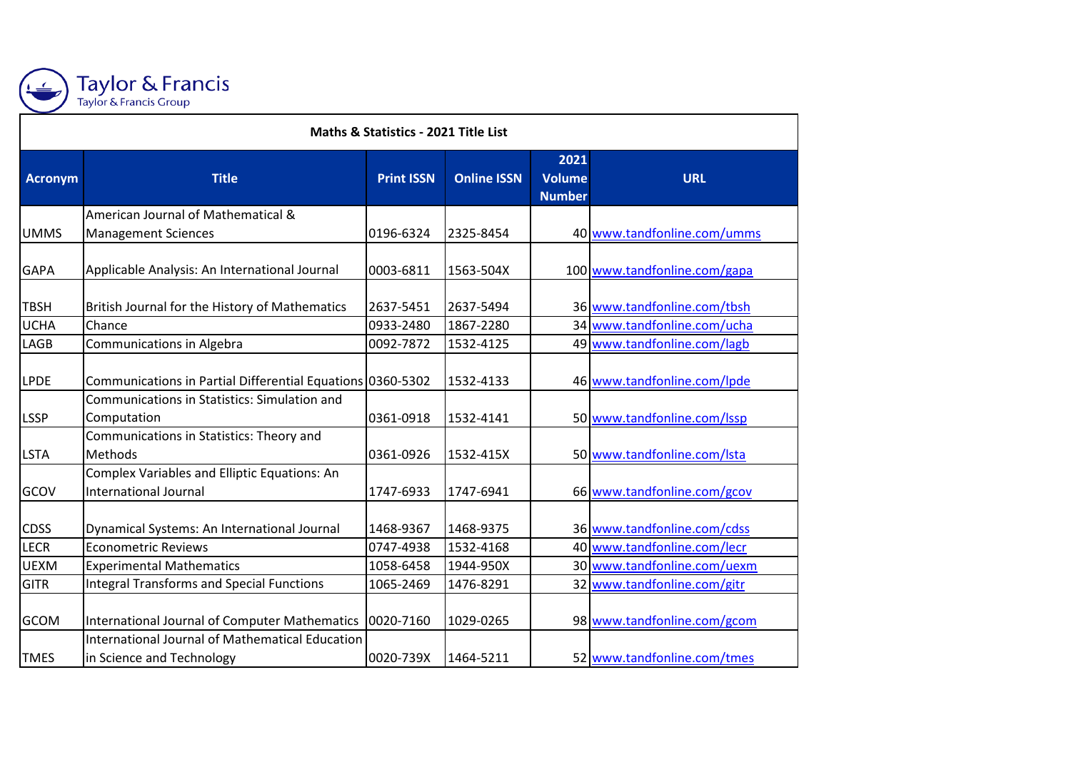Taylor & Francis
Taylor & Francis Group

## Maths & Statistics - 2021 Title List

| Acronym | Title | Print ISSN | Online ISSN | 2021 Volume Number | URL |
|---|---|---|---|---|---|
| UMMS | American Journal of Mathematical & Management Sciences | 0196-6324 | 2325-8454 | 40 | www.tandfonline.com/umms |
| GAPA | Applicable Analysis: An International Journal | 0003-6811 | 1563-504X | 100 | www.tandfonline.com/gapa |
| TBSH | British Journal for the History of Mathematics | 2637-5451 | 2637-5494 | 36 | www.tandfonline.com/tbsh |
| UCHA | Chance | 0933-2480 | 1867-2280 | 34 | www.tandfonline.com/ucha |
| LAGB | Communications in Algebra | 0092-7872 | 1532-4125 | 49 | www.tandfonline.com/lagb |
| LPDE | Communications in Partial Differential Equations | 0360-5302 | 1532-4133 | 46 | www.tandfonline.com/lpde |
| LSSP | Communications in Statistics: Simulation and Computation | 0361-0918 | 1532-4141 | 50 | www.tandfonline.com/lssp |
| LSTA | Communications in Statistics: Theory and Methods | 0361-0926 | 1532-415X | 50 | www.tandfonline.com/lsta |
| GCOV | Complex Variables and Elliptic Equations: An International Journal | 1747-6933 | 1747-6941 | 66 | www.tandfonline.com/gcov |
| CDSS | Dynamical Systems: An International Journal | 1468-9367 | 1468-9375 | 36 | www.tandfonline.com/cdss |
| LECR | Econometric Reviews | 0747-4938 | 1532-4168 | 40 | www.tandfonline.com/lecr |
| UEXM | Experimental Mathematics | 1058-6458 | 1944-950X | 30 | www.tandfonline.com/uexm |
| GITR | Integral Transforms and Special Functions | 1065-2469 | 1476-8291 | 32 | www.tandfonline.com/gitr |
| GCOM | International Journal of Computer Mathematics | 0020-7160 | 1029-0265 | 98 | www.tandfonline.com/gcom |
| TMES | International Journal of Mathematical Education in Science and Technology | 0020-739X | 1464-5211 | 52 | www.tandfonline.com/tmes |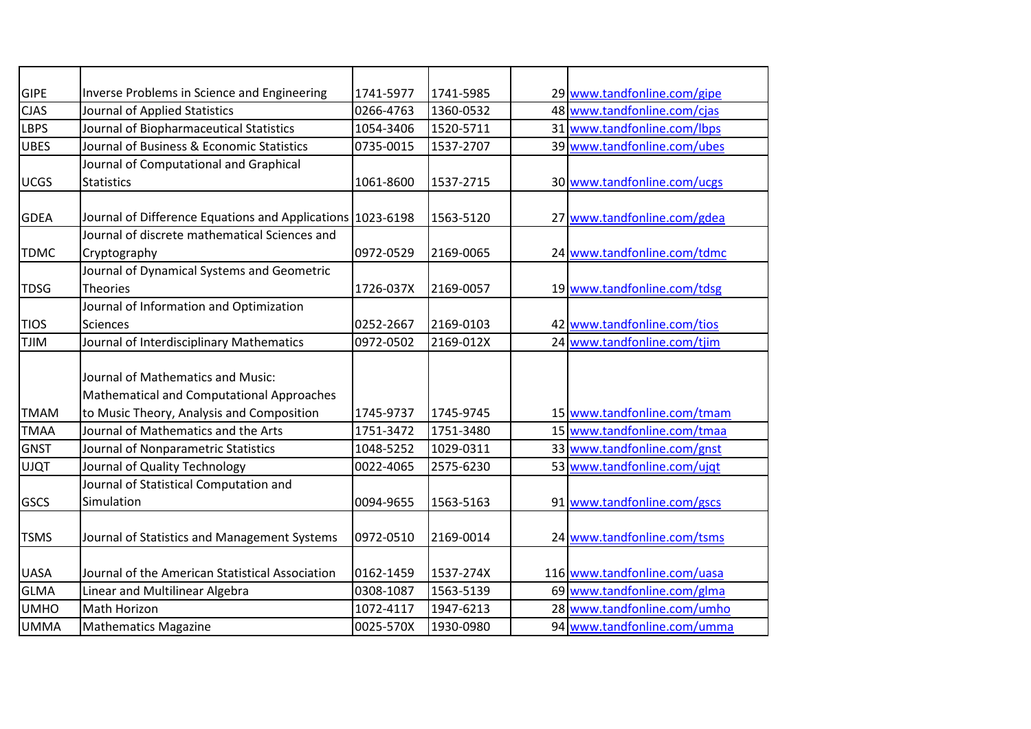| | | | | | |
|---|---|---|---|---|---|
| GIPE | Inverse Problems in Science and Engineering | 1741-5977 | 1741-5985 | 29 | www.tandfonline.com/gipe |
| CJAS | Journal of Applied Statistics | 0266-4763 | 1360-0532 | 48 | www.tandfonline.com/cjas |
| LBPS | Journal of Biopharmaceutical Statistics | 1054-3406 | 1520-5711 | 31 | www.tandfonline.com/lbps |
| UBES | Journal of Business & Economic Statistics | 0735-0015 | 1537-2707 | 39 | www.tandfonline.com/ubes |
| UCGS | Journal of Computational and Graphical Statistics | 1061-8600 | 1537-2715 | 30 | www.tandfonline.com/ucgs |
| GDEA | Journal of Difference Equations and Applications | 1023-6198 | 1563-5120 | 27 | www.tandfonline.com/gdea |
| TDMC | Journal of discrete mathematical Sciences and Cryptography | 0972-0529 | 2169-0065 | 24 | www.tandfonline.com/tdmc |
| TDSG | Journal of Dynamical Systems and Geometric Theories | 1726-037X | 2169-0057 | 19 | www.tandfonline.com/tdsg |
| TIOS | Journal of Information and Optimization Sciences | 0252-2667 | 2169-0103 | 42 | www.tandfonline.com/tios |
| TJIM | Journal of Interdisciplinary Mathematics | 0972-0502 | 2169-012X | 24 | www.tandfonline.com/tjim |
| TMAM | Journal of Mathematics and Music: Mathematical and Computational Approaches to Music Theory, Analysis and Composition | 1745-9737 | 1745-9745 | 15 | www.tandfonline.com/tmam |
| TMAA | Journal of Mathematics and the Arts | 1751-3472 | 1751-3480 | 15 | www.tandfonline.com/tmaa |
| GNST | Journal of Nonparametric Statistics | 1048-5252 | 1029-0311 | 33 | www.tandfonline.com/gnst |
| UJQT | Journal of Quality Technology | 0022-4065 | 2575-6230 | 53 | www.tandfonline.com/ujqt |
| GSCS | Journal of Statistical Computation and Simulation | 0094-9655 | 1563-5163 | 91 | www.tandfonline.com/gscs |
| TSMS | Journal of Statistics and Management Systems | 0972-0510 | 2169-0014 | 24 | www.tandfonline.com/tsms |
| UASA | Journal of the American Statistical Association | 0162-1459 | 1537-274X | 116 | www.tandfonline.com/uasa |
| GLMA | Linear and Multilinear Algebra | 0308-1087 | 1563-5139 | 69 | www.tandfonline.com/glma |
| UMHO | Math Horizon | 1072-4117 | 1947-6213 | 28 | www.tandfonline.com/umho |
| UMMA | Mathematics Magazine | 0025-570X | 1930-0980 | 94 | www.tandfonline.com/umma |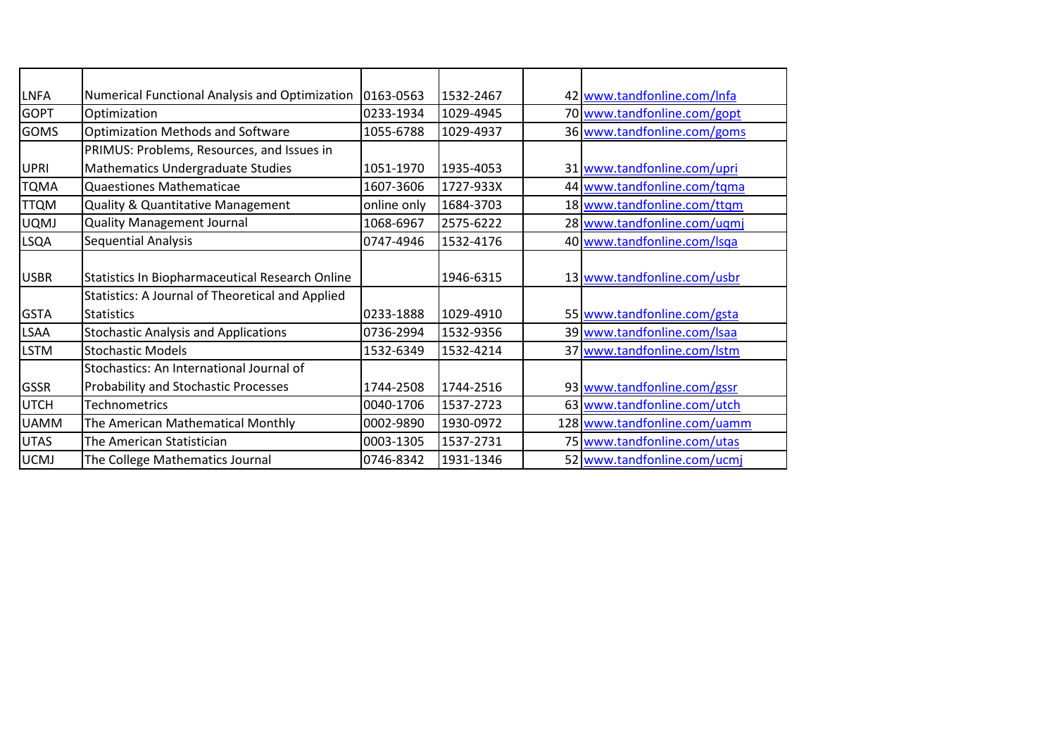| | | | | | |
|---|---|---|---|---|---|
| LNFA | Numerical Functional Analysis and Optimization | 0163-0563 | 1532-2467 | 42 | www.tandfonline.com/lnfa |
| GOPT | Optimization | 0233-1934 | 1029-4945 | 70 | www.tandfonline.com/gopt |
| GOMS | Optimization Methods and Software | 1055-6788 | 1029-4937 | 36 | www.tandfonline.com/goms |
| UPRI | PRIMUS: Problems, Resources, and Issues in Mathematics Undergraduate Studies | 1051-1970 | 1935-4053 | 31 | www.tandfonline.com/upri |
| TQMA | Quaestiones Mathematicae | 1607-3606 | 1727-933X | 44 | www.tandfonline.com/tqma |
| TTQM | Quality & Quantitative Management | online only | 1684-3703 | 18 | www.tandfonline.com/ttqm |
| UQMJ | Quality Management Journal | 1068-6967 | 2575-6222 | 28 | www.tandfonline.com/uqmj |
| LSQA | Sequential Analysis | 0747-4946 | 1532-4176 | 40 | www.tandfonline.com/lsqa |
| USBR | Statistics In Biopharmaceutical Research Online | | 1946-6315 | 13 | www.tandfonline.com/usbr |
| GSTA | Statistics: A Journal of Theoretical and Applied Statistics | 0233-1888 | 1029-4910 | 55 | www.tandfonline.com/gsta |
| LSAA | Stochastic Analysis and Applications | 0736-2994 | 1532-9356 | 39 | www.tandfonline.com/lsaa |
| LSTM | Stochastic Models | 1532-6349 | 1532-4214 | 37 | www.tandfonline.com/lstm |
| GSSR | Stochastics: An International Journal of Probability and Stochastic Processes | 1744-2508 | 1744-2516 | 93 | www.tandfonline.com/gssr |
| UTCH | Technometrics | 0040-1706 | 1537-2723 | 63 | www.tandfonline.com/utch |
| UAMM | The American Mathematical Monthly | 0002-9890 | 1930-0972 | 128 | www.tandfonline.com/uamm |
| UTAS | The American Statistician | 0003-1305 | 1537-2731 | 75 | www.tandfonline.com/utas |
| UCMJ | The College Mathematics Journal | 0746-8342 | 1931-1346 | 52 | www.tandfonline.com/ucmj |